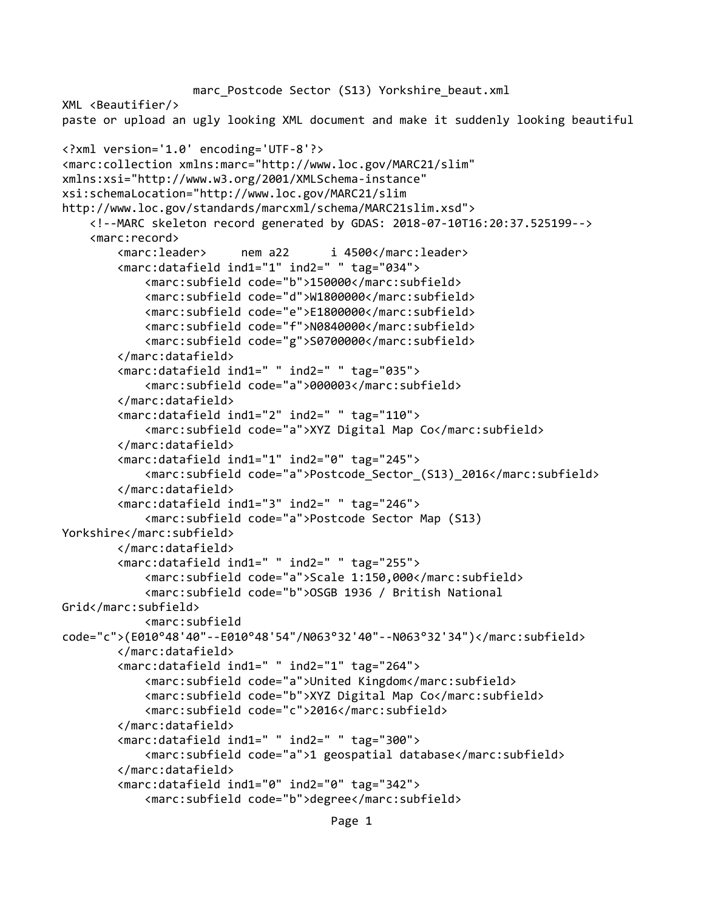marc_Postcode Sector (S13) Yorkshire_beaut.xml

XML <Beautifier/>

paste or upload an ugly looking XML document and make it suddenly looking beautiful

```
<?xml version='1.0' encoding='UTF-8'?>
<marc:collection xmlns:marc="http://www.loc.gov/MARC21/slim"
xmlns:xsi="http://www.w3.org/2001/XMLSchema-instance"
xsi:schemaLocation="http://www.loc.gov/MARC21/slim
http://www.loc.gov/standards/marcxml/schema/MARC21slim.xsd">
    <!--MARC skeleton record generated by GDAS: 2018-07-10T16:20:37.525199-->
    <marc:record>
        <marc:leader>     nem a22      i 4500</marc:leader>
        <marc:datafield ind1="1" ind2=" " tag="034">
            <marc:subfield code="b">150000</marc:subfield>
            <marc:subfield code="d">W1800000</marc:subfield>
            <marc:subfield code="e">E1800000</marc:subfield>
            <marc:subfield code="f">N0840000</marc:subfield>
            <marc:subfield code="g">S0700000</marc:subfield>
        </marc:datafield>
        <marc:datafield ind1=" " ind2=" " tag="035">
            <marc:subfield code="a">000003</marc:subfield>
        </marc:datafield>
        <marc:datafield ind1="2" ind2=" " tag="110">
            <marc:subfield code="a">XYZ Digital Map Co</marc:subfield>
        </marc:datafield>
        <marc:datafield ind1="1" ind2="0" tag="245">
            <marc:subfield code="a">Postcode_Sector_(S13)_2016</marc:subfield>
        </marc:datafield>
        <marc:datafield ind1="3" ind2=" " tag="246">
            <marc:subfield code="a">Postcode Sector Map (S13)
Yorkshire</marc:subfield>
        </marc:datafield>
        <marc:datafield ind1=" " ind2=" " tag="255">
            <marc:subfield code="a">Scale 1:150,000</marc:subfield>
            <marc:subfield code="b">OSGB 1936 / British National
Grid</marc:subfield>
            <marc:subfield
code="c">(E010°48'40"--E010°48'54"/N063°32'40"--N063°32'34")</marc:subfield>
        </marc:datafield>
        <marc:datafield ind1=" " ind2="1" tag="264">
            <marc:subfield code="a">United Kingdom</marc:subfield>
            <marc:subfield code="b">XYZ Digital Map Co</marc:subfield>
            <marc:subfield code="c">2016</marc:subfield>
        </marc:datafield>
        <marc:datafield ind1=" " ind2=" " tag="300">
            <marc:subfield code="a">1 geospatial database</marc:subfield>
        </marc:datafield>
        <marc:datafield ind1="0" ind2="0" tag="342">
            <marc:subfield code="b">degree</marc:subfield>
```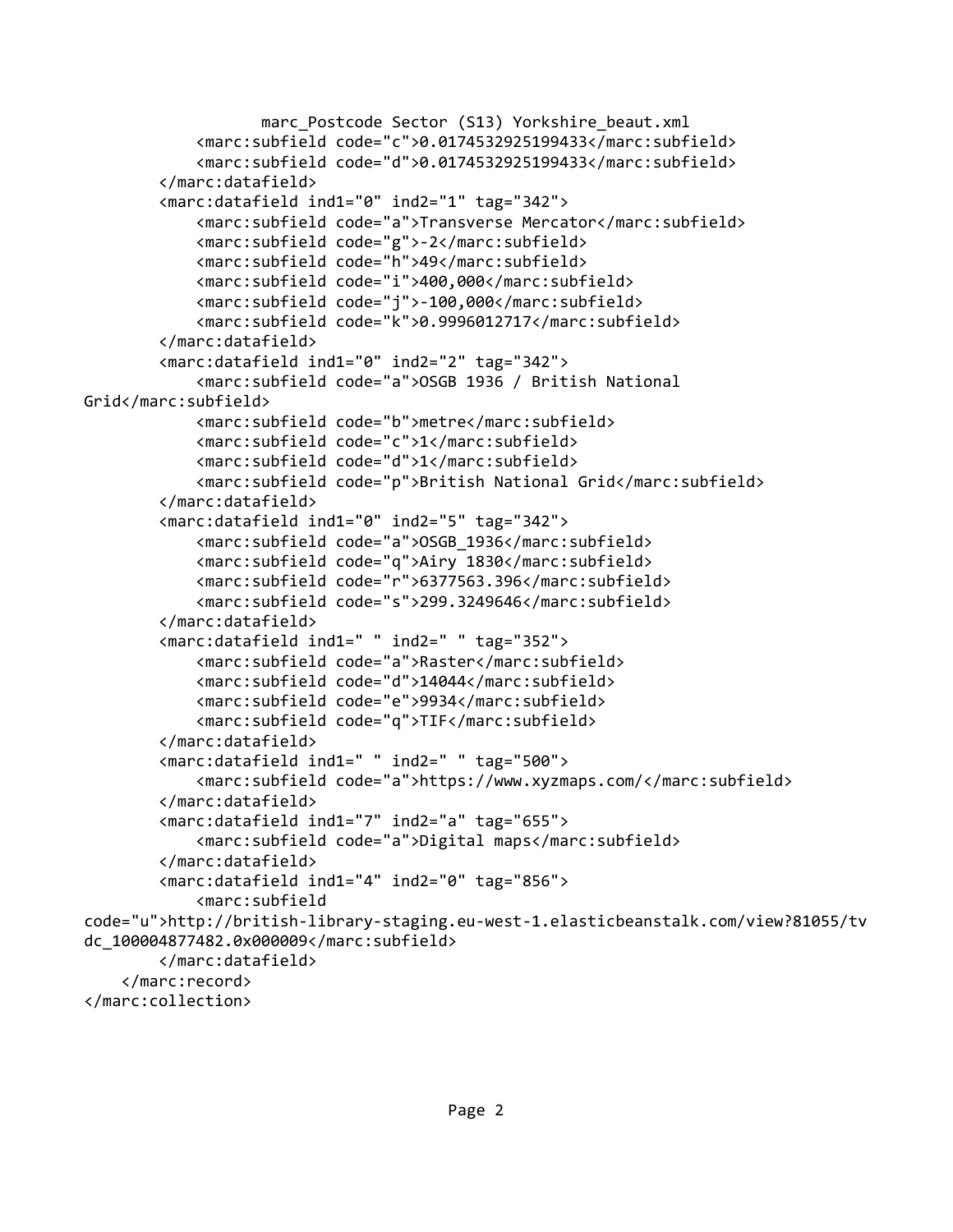```xml
            <marc:subfield code="c">0.0174532925199433</marc:subfield>
            <marc:subfield code="d">0.0174532925199433</marc:subfield>
        </marc:datafield>
        <marc:datafield ind1="0" ind2="1" tag="342">
            <marc:subfield code="a">Transverse Mercator</marc:subfield>
            <marc:subfield code="g">-2</marc:subfield>
            <marc:subfield code="h">49</marc:subfield>
            <marc:subfield code="i">400,000</marc:subfield>
            <marc:subfield code="j">-100,000</marc:subfield>
            <marc:subfield code="k">0.9996012717</marc:subfield>
        </marc:datafield>
        <marc:datafield ind1="0" ind2="2" tag="342">
            <marc:subfield code="a">OSGB 1936 / British National
Grid</marc:subfield>
            <marc:subfield code="b">metre</marc:subfield>
            <marc:subfield code="c">1</marc:subfield>
            <marc:subfield code="d">1</marc:subfield>
            <marc:subfield code="p">British National Grid</marc:subfield>
        </marc:datafield>
        <marc:datafield ind1="0" ind2="5" tag="342">
            <marc:subfield code="a">OSGB_1936</marc:subfield>
            <marc:subfield code="q">Airy 1830</marc:subfield>
            <marc:subfield code="r">6377563.396</marc:subfield>
            <marc:subfield code="s">299.3249646</marc:subfield>
        </marc:datafield>
        <marc:datafield ind1=" " ind2=" " tag="352">
            <marc:subfield code="a">Raster</marc:subfield>
            <marc:subfield code="d">14044</marc:subfield>
            <marc:subfield code="e">9934</marc:subfield>
            <marc:subfield code="q">TIF</marc:subfield>
        </marc:datafield>
        <marc:datafield ind1=" " ind2=" " tag="500">
            <marc:subfield code="a">https://www.xyzmaps.com/</marc:subfield>
        </marc:datafield>
        <marc:datafield ind1="7" ind2="a" tag="655">
            <marc:subfield code="a">Digital maps</marc:subfield>
        </marc:datafield>
        <marc:datafield ind1="4" ind2="0" tag="856">
            <marc:subfield
code="u">http://british-library-staging.eu-west-1.elasticbeanstalk.com/view?81055/tv
dc_100004877482.0x000009</marc:subfield>
        </marc:datafield>
    </marc:record>
</marc:collection>
```